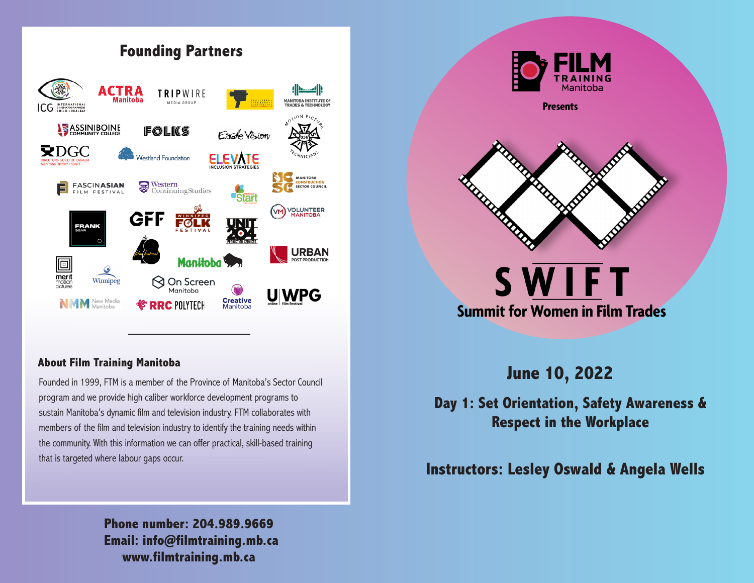## Founding Partners

ICG International Cinematographers Guild Local 669
ACTRA Manitoba
TRIPWIRE Media Group
Manitoba Institute of Trades & Technology
Assiniboine Community College
FOLKS
Eagle Vision
Motion Picture Technicians 856
DGC Directors Guild of Canada Manitoba District Council
Westland Foundation
ELEVATE Inclusion Strategies
FascinAsian Film Festival
Western Continuing Studies
Manitoba Start
Manitoba Construction Sector Council
Volunteer Manitoba
FRANK GEAR
GFF
Winnipeg Folk Festival
Unit 204 Production Services
the 48 film festival
Manitoba
Urban Post Production
merit motion pictures
Winnipeg
On Screen Manitoba
NMM New Media Manitoba
RRC Polytech
Creative Manitoba
UWPG online film festival

---

### About Film Training Manitoba

Founded in 1999, FTM is a member of the Province of Manitoba's Sector Council program and we provide high caliber workforce development programs to sustain Manitoba's dynamic film and television industry. FTM collaborates with members of the film and television industry to identify the training needs within the community. With this information we can offer practical, skill-based training that is targeted where labour gaps occur.

**Phone number: 204.989.9669**
**Email: info@filmtraining.mb.ca**
**www.filmtraining.mb.ca**

FILM TRAINING Manitoba

**Presents**

# SWIFT
## Summit for Women in Film Trades

## June 10, 2022

## Day 1: Set Orientation, Safety Awareness & Respect in the Workplace

## Instructors: Lesley Oswald & Angela Wells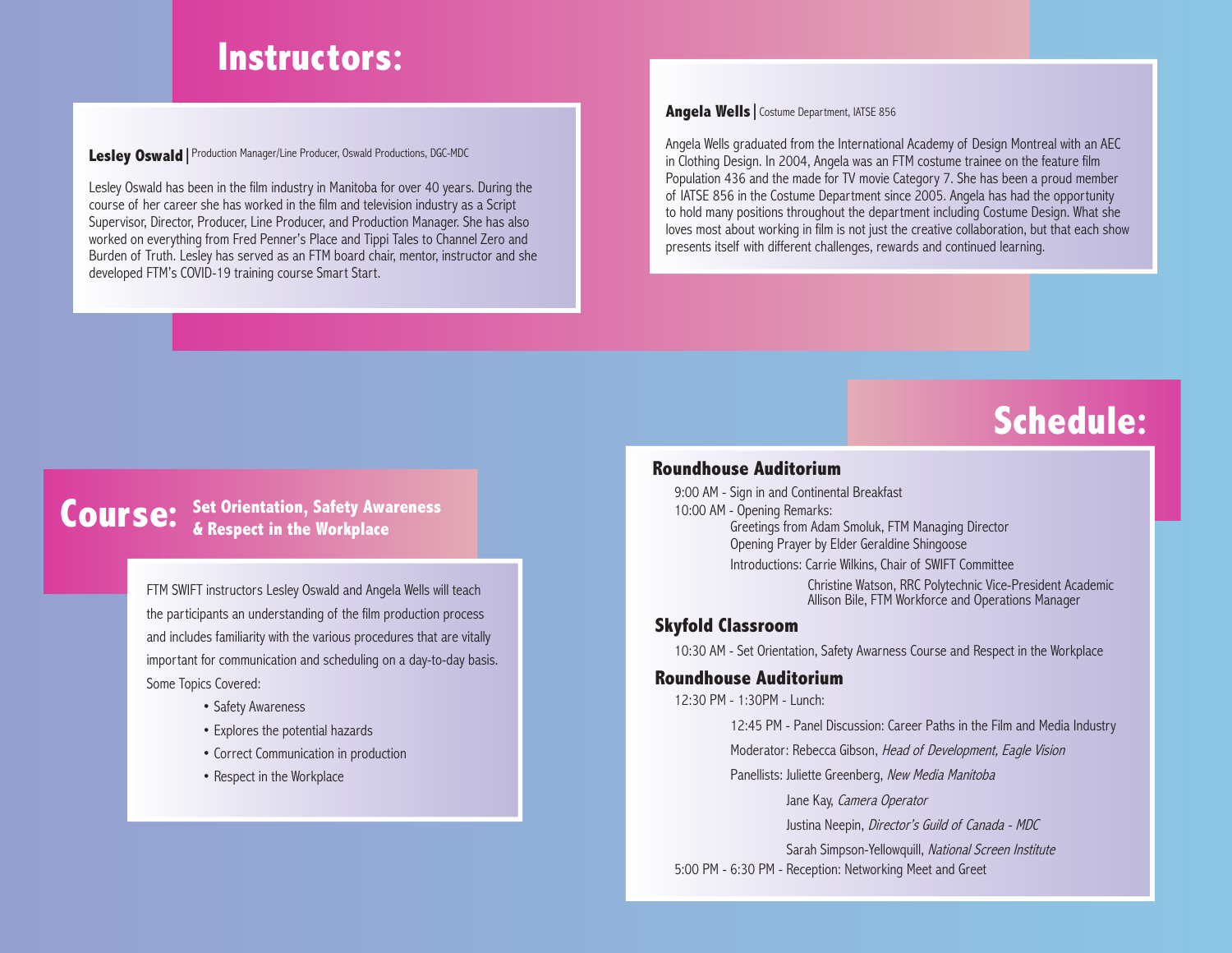# Instructors:

**Lesley Oswald** | Production Manager/Line Producer, Oswald Productions, DGC-MDC

Lesley Oswald has been in the film industry in Manitoba for over 40 years. During the course of her career she has worked in the film and television industry as a Script Supervisor, Director, Producer, Line Producer, and Production Manager. She has also worked on everything from Fred Penner's Place and Tippi Tales to Channel Zero and Burden of Truth. Lesley has served as an FTM board chair, mentor, instructor and she developed FTM's COVID-19 training course Smart Start.

**Angela Wells** | Costume Department, IATSE 856

Angela Wells graduated from the International Academy of Design Montreal with an AEC in Clothing Design. In 2004, Angela was an FTM costume trainee on the feature film Population 436 and the made for TV movie Category 7. She has been a proud member of IATSE 856 in the Costume Department since 2005. Angela has had the opportunity to hold many positions throughout the department including Costume Design. What she loves most about working in film is not just the creative collaboration, but that each show presents itself with different challenges, rewards and continued learning.

# Course: Set Orientation, Safety Awareness & Respect in the Workplace

FTM SWIFT instructors Lesley Oswald and Angela Wells will teach the participants an understanding of the film production process and includes familiarity with the various procedures that are vitally important for communication and scheduling on a day-to-day basis. Some Topics Covered:

- Safety Awareness
- Explores the potential hazards
- Correct Communication in production
- Respect in the Workplace

# Schedule:

## Roundhouse Auditorium

9:00 AM - Sign in and Continental Breakfast

10:00 AM - Opening Remarks:

Greetings from Adam Smoluk, FTM Managing Director

Opening Prayer by Elder Geraldine Shingoose

Introductions: Carrie Wilkins, Chair of SWIFT Committee

Christine Watson, RRC Polytechnic Vice-President Academic

Allison Bile, FTM Workforce and Operations Manager

## Skyfold Classroom

10:30 AM - Set Orientation, Safety Awarness Course and Respect in the Workplace

## Roundhouse Auditorium

12:30 PM - 1:30PM - Lunch:

12:45 PM - Panel Discussion: Career Paths in the Film and Media Industry

Moderator: Rebecca Gibson, *Head of Development, Eagle Vision*

Panellists: Juliette Greenberg, *New Media Manitoba*

Jane Kay, *Camera Operator*

Justina Neepin, *Director's Guild of Canada - MDC*

Sarah Simpson-Yellowquill, *National Screen Institute*

5:00 PM - 6:30 PM - Reception: Networking Meet and Greet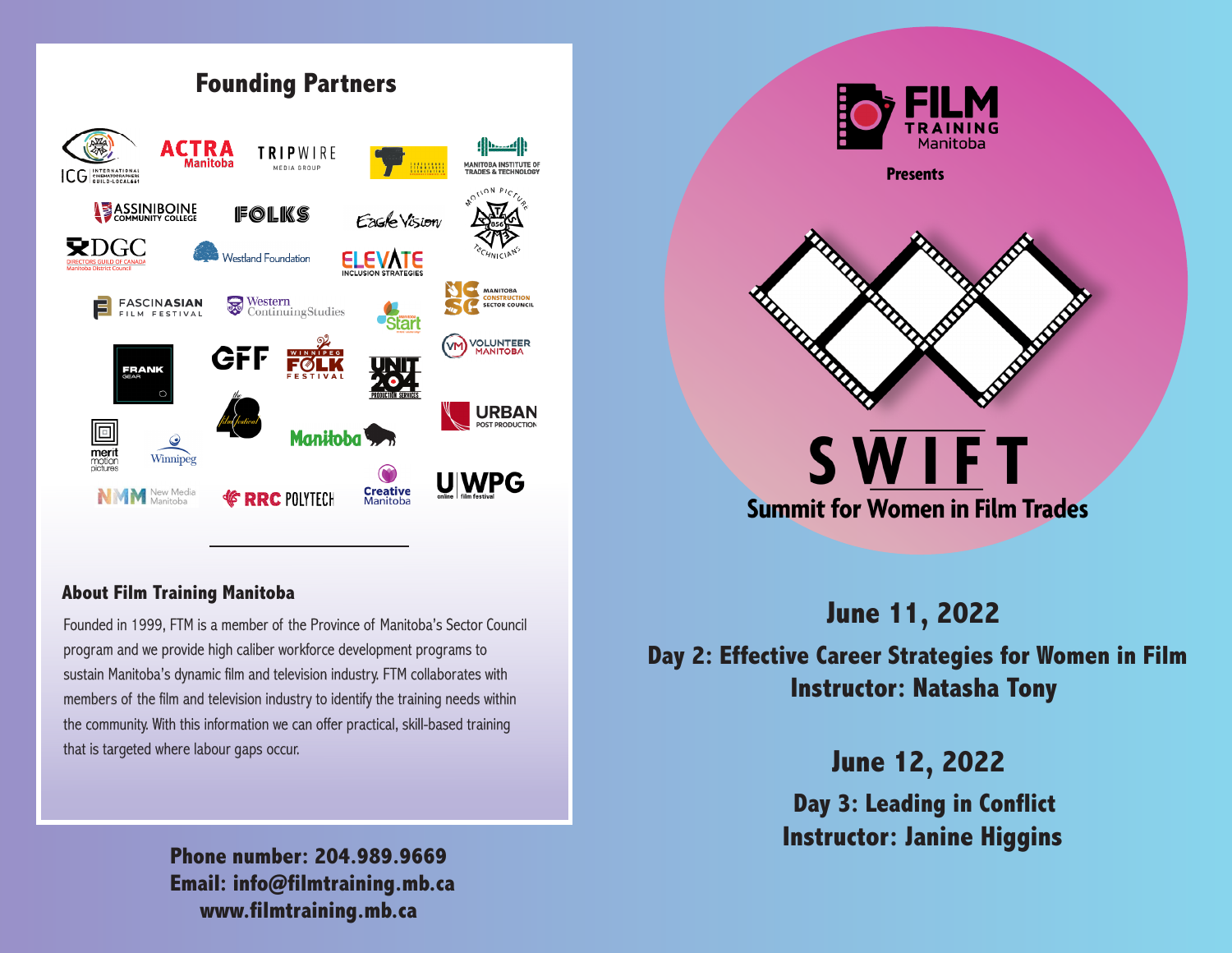## Founding Partners

ICG International Cinematographers Guild Local 669 · ACTRA Manitoba · TRIPWIRE Media Group · Manitoba Institute of Trades & Technology · Assiniboine Community College · FOLKS · Eagle Vision · Motion Picture Technicians 856 · DGC Directors Guild of Canada Manitoba District Council · Westland Foundation · ELEVATE Inclusion Strategies · FascinAsian Film Festival · Western Continuing Studies · Manitoba Start · Manitoba Construction Sector Council · Volunteer Manitoba · Frank Gear · GFF · Winnipeg Folk Festival · Unit 204 Production Services · Urban Post Production · Merit Motion Pictures · Winnipeg · the 48 film festival · Manitoba · NMM New Media Manitoba · RRC Polytech · Creative Manitoba · UWPG online film festival

### About Film Training Manitoba

Founded in 1999, FTM is a member of the Province of Manitoba's Sector Council program and we provide high caliber workforce development programs to sustain Manitoba's dynamic film and television industry. FTM collaborates with members of the film and television industry to identify the training needs within the community. With this information we can offer practical, skill-based training that is targeted where labour gaps occur.

**Phone number: 204.989.9669**
**Email: info@filmtraining.mb.ca**
**www.filmtraining.mb.ca**

FILM TRAINING Manitoba

**Presents**

# SWIFT

## Summit for Women in Film Trades

### June 11, 2022

**Day 2: Effective Career Strategies for Women in Film**
**Instructor: Natasha Tony**

### June 12, 2022

**Day 3: Leading in Conflict**
**Instructor: Janine Higgins**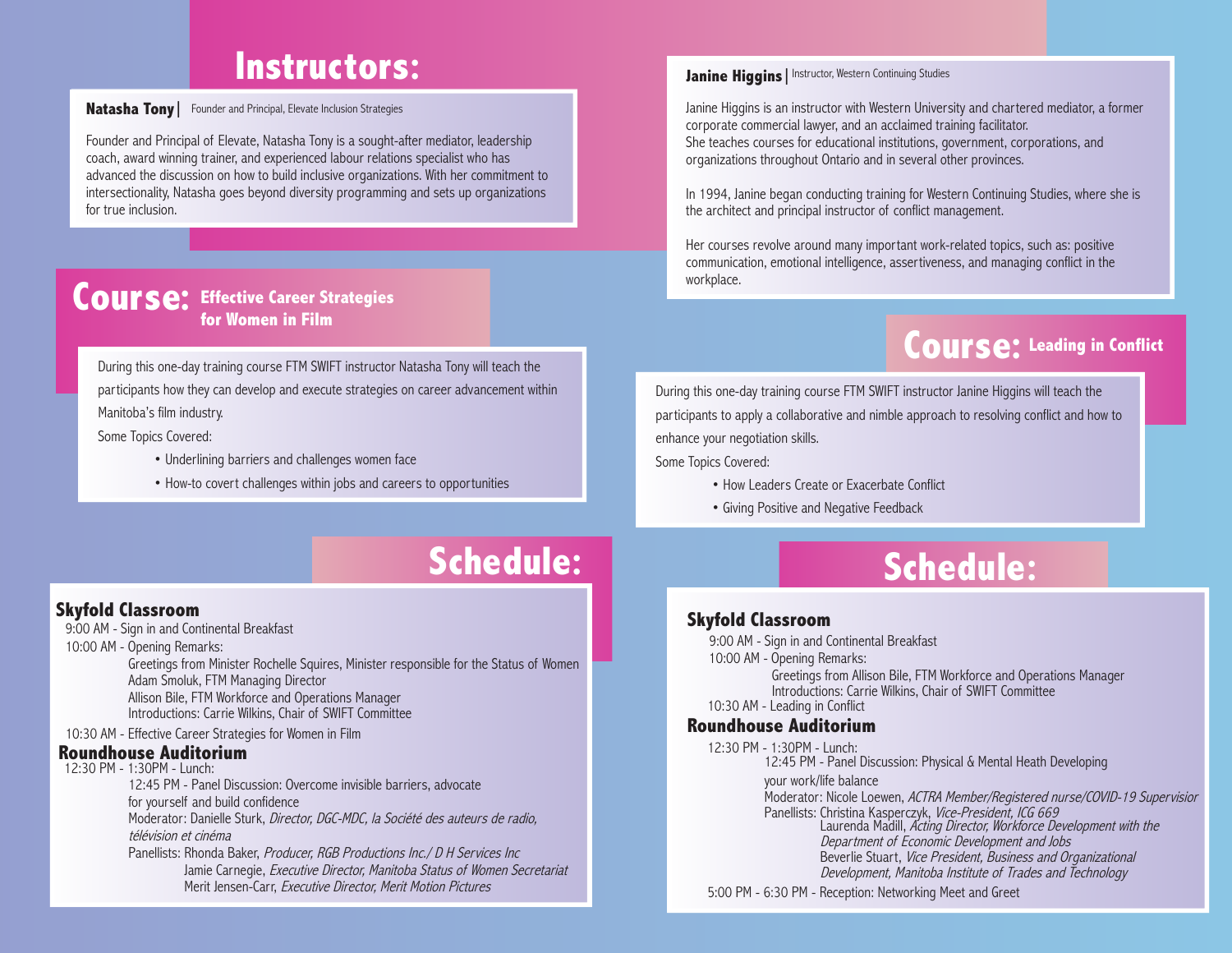# Instructors:

**Natasha Tony** | Founder and Principal, Elevate Inclusion Strategies

Founder and Principal of Elevate, Natasha Tony is a sought-after mediator, leadership coach, award winning trainer, and experienced labour relations specialist who has advanced the discussion on how to build inclusive organizations. With her commitment to intersectionality, Natasha goes beyond diversity programming and sets up organizations for true inclusion.

## Course: Effective Career Strategies for Women in Film

During this one-day training course FTM SWIFT instructor Natasha Tony will teach the participants how they can develop and execute strategies on career advancement within Manitoba's film industry.

Some Topics Covered:

- Underlining barriers and challenges women face
- How-to covert challenges within jobs and careers to opportunities

## Schedule:

### Skyfold Classroom

9:00 AM - Sign in and Continental Breakfast

10:00 AM - Opening Remarks:

Greetings from Minister Rochelle Squires, Minister responsible for the Status of Women
Adam Smoluk, FTM Managing Director
Allison Bile, FTM Workforce and Operations Manager
Introductions: Carrie Wilkins, Chair of SWIFT Committee

10:30 AM - Effective Career Strategies for Women in Film

### Roundhouse Auditorium

12:30 PM - 1:30PM - Lunch:

12:45 PM - Panel Discussion: Overcome invisible barriers, advocate for yourself and build confidence

Moderator: Danielle Sturk, *Director, DGC-MDC, la Société des auteurs de radio, télévision et cinéma*

Panellists: Rhonda Baker, *Producer, RGB Productions Inc./ D H Services Inc*
Jamie Carnegie, *Executive Director, Manitoba Status of Women Secretariat*
Merit Jensen-Carr, *Executive Director, Merit Motion Pictures*

**Janine Higgins** | Instructor, Western Continuing Studies

Janine Higgins is an instructor with Western University and chartered mediator, a former corporate commercial lawyer, and an acclaimed training facilitator.
She teaches courses for educational institutions, government, corporations, and organizations throughout Ontario and in several other provinces.

In 1994, Janine began conducting training for Western Continuing Studies, where she is the architect and principal instructor of conflict management.

Her courses revolve around many important work-related topics, such as: positive communication, emotional intelligence, assertiveness, and managing conflict in the workplace.

## Course: Leading in Conflict

During this one-day training course FTM SWIFT instructor Janine Higgins will teach the participants to apply a collaborative and nimble approach to resolving conflict and how to enhance your negotiation skills.

Some Topics Covered:

- How Leaders Create or Exacerbate Conflict
- Giving Positive and Negative Feedback

## Schedule:

### Skyfold Classroom

9:00 AM - Sign in and Continental Breakfast

10:00 AM - Opening Remarks:

Greetings from Allison Bile, FTM Workforce and Operations Manager
Introductions: Carrie Wilkins, Chair of SWIFT Committee

10:30 AM - Leading in Conflict

### Roundhouse Auditorium

12:30 PM - 1:30PM - Lunch:

12:45 PM - Panel Discussion: Physical & Mental Heath Developing your work/life balance

Moderator: Nicole Loewen, *ACTRA Member/Registered nurse/COVID-19 Supervisior*

Panellists: Christina Kasperczyk, *Vice-President, ICG 669*
Laurenda Madill, *Acting Director, Workforce Development with the Department of Economic Development and Jobs*
Beverlie Stuart, *Vice President, Business and Organizational Development, Manitoba Institute of Trades and Technology*

5:00 PM - 6:30 PM - Reception: Networking Meet and Greet